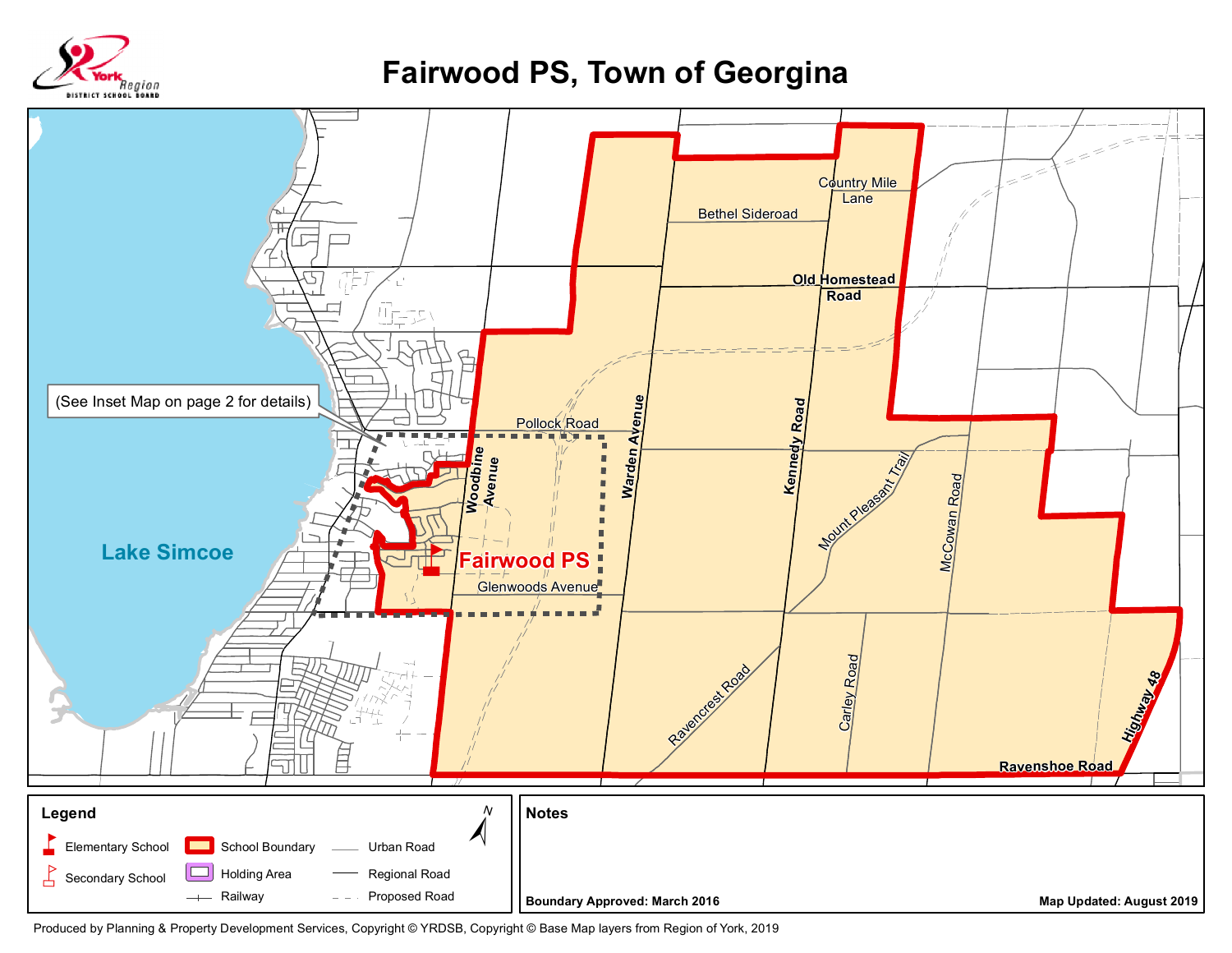# Fairwood PS, Town of Georgina

Lake Simcoe

(See Inset Map on page 2 for details)

Fairwood PS

Country Mile Lane

Bethel Sideroad

Old Homestead Road

Pollock Road

Woodbine Avenue

Warden Avenue

Kennedy Road

Mount Pleasant Trail

McCowan Road

Glenwoods Avenue

Ravencrest Road

Carley Road

Highway 48

Ravenshoe Road

**Legend**

- Elementary School
- Secondary School
- School Boundary
- Holding Area
- Railway
- Urban Road
- Regional Road
- Proposed Road

**Notes**

**Boundary Approved: March 2016**

**Map Updated: August 2019**

Produced by Planning & Property Development Services, Copyright © YRDSB, Copyright © Base Map layers from Region of York, 2019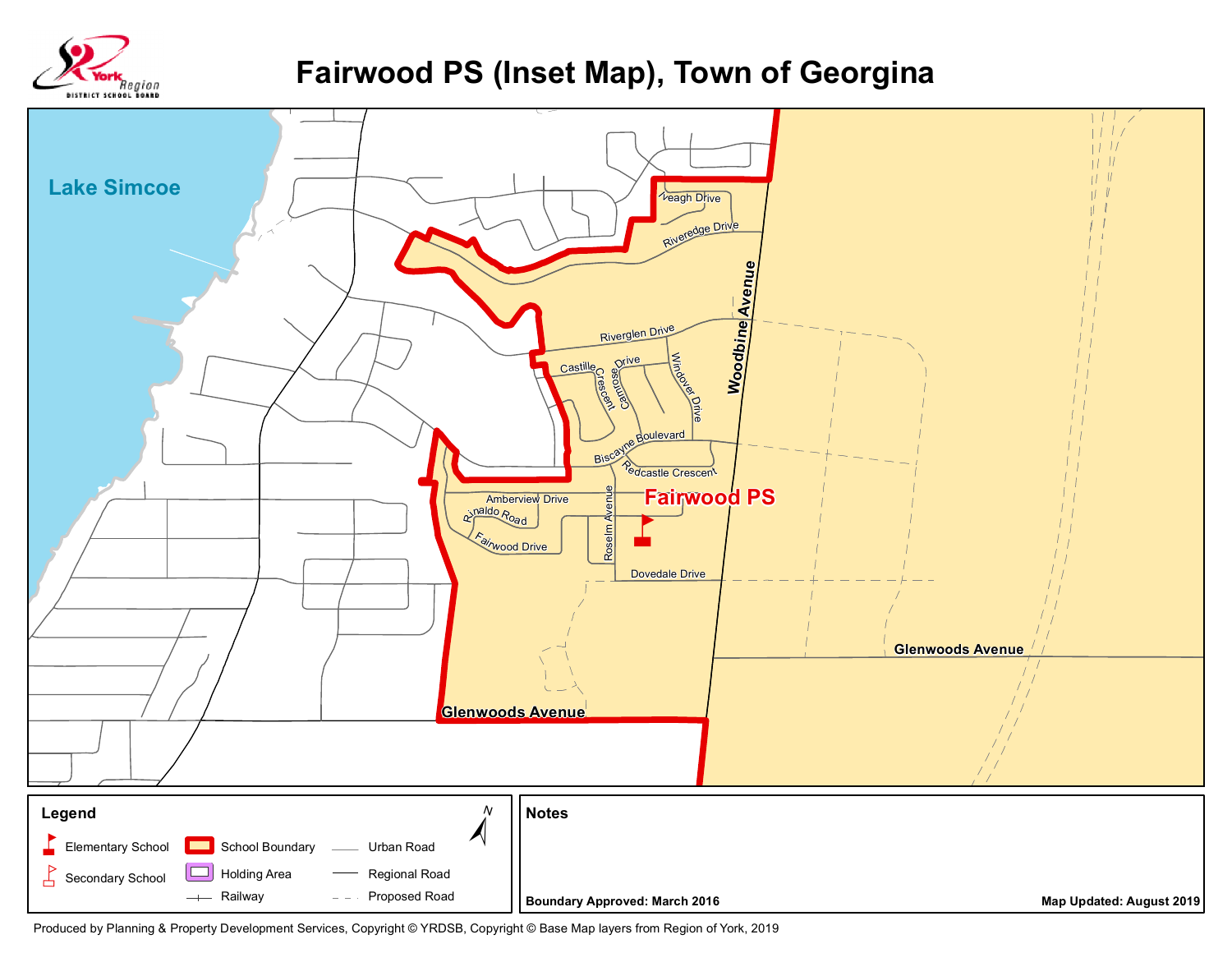# Fairwood PS (Inset Map), Town of Georgina

York Region District School Board

Lake Simcoe

Veagh Drive

Riveredge Drive

Woodbine Avenue

Riverglen Drive

Castille Crescent

Camrose Drive

Windover Drive

Biscayne Boulevard

Redcastle Crescent

Fairwood PS

Amberview Drive

Rinaldo Road

Fairwood Drive

Roselm Avenue

Dovedale Drive

Glenwoods Avenue

Glenwoods Avenue

**Legend**

Elementary School

Secondary School

School Boundary

Holding Area

Railway

Urban Road

Regional Road

Proposed Road

N

**Notes**

**Boundary Approved: March 2016**

**Map Updated: August 2019**

Produced by Planning & Property Development Services, Copyright © YRDSB, Copyright © Base Map layers from Region of York, 2019